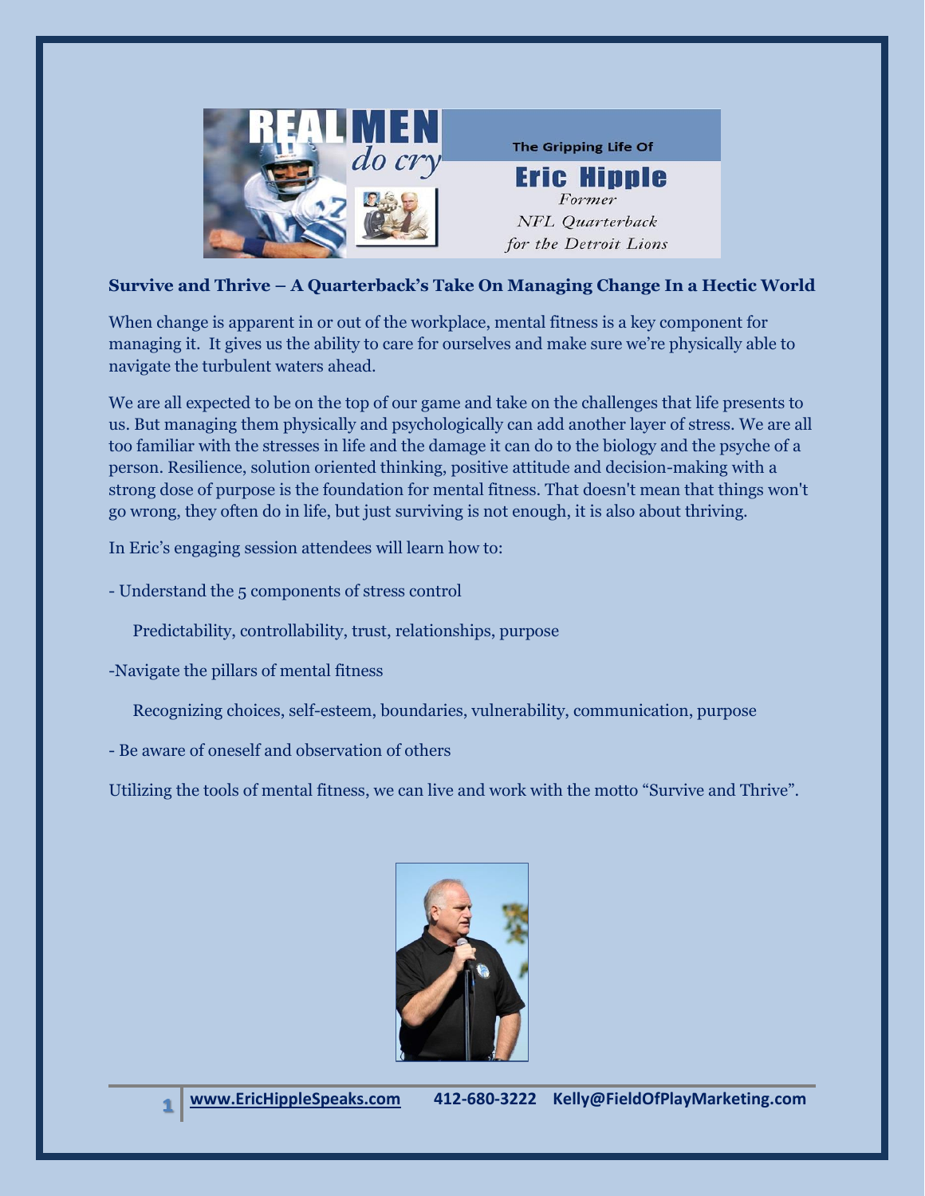REAL MEN *do cry*

The Gripping Life Of

**Eric Hipple**

*Former NFL Quarterback for the Detroit Lions*

### Survive and Thrive – A Quarterback's Take On Managing Change In a Hectic World

When change is apparent in or out of the workplace, mental fitness is a key component for managing it. It gives us the ability to care for ourselves and make sure we're physically able to navigate the turbulent waters ahead.

We are all expected to be on the top of our game and take on the challenges that life presents to us. But managing them physically and psychologically can add another layer of stress. We are all too familiar with the stresses in life and the damage it can do to the biology and the psyche of a person. Resilience, solution oriented thinking, positive attitude and decision-making with a strong dose of purpose is the foundation for mental fitness. That doesn't mean that things won't go wrong, they often do in life, but just surviving is not enough, it is also about thriving.

In Eric's engaging session attendees will learn how to:

- Understand the 5 components of stress control

  Predictability, controllability, trust, relationships, purpose

- Navigate the pillars of mental fitness

  Recognizing choices, self-esteem, boundaries, vulnerability, communication, purpose

- Be aware of oneself and observation of others

Utilizing the tools of mental fitness, we can live and work with the motto "Survive and Thrive".

www.EricHippleSpeaks.com 412-680-3222 Kelly@FieldOfPlayMarketing.com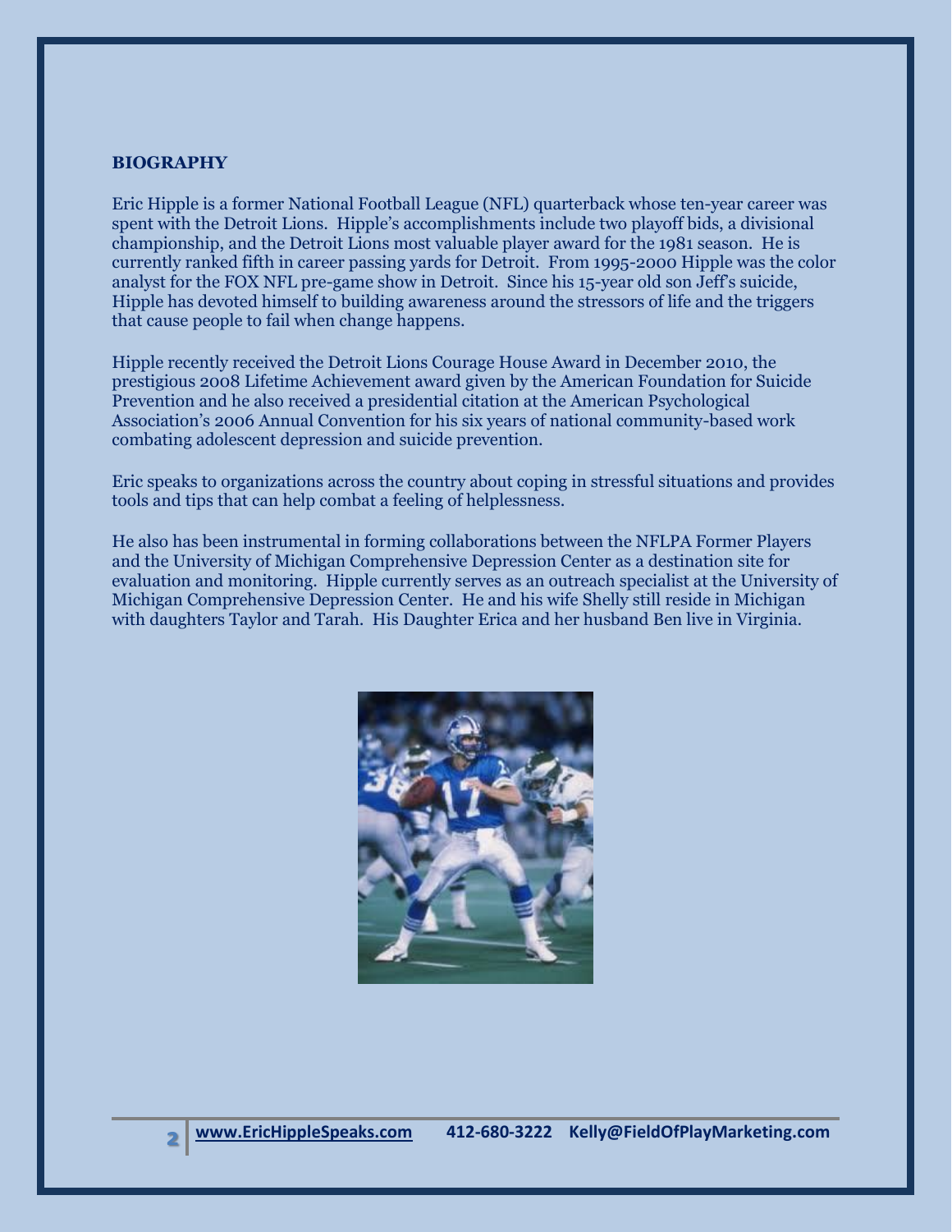## BIOGRAPHY

Eric Hipple is a former National Football League (NFL) quarterback whose ten-year career was spent with the Detroit Lions. Hipple's accomplishments include two playoff bids, a divisional championship, and the Detroit Lions most valuable player award for the 1981 season. He is currently ranked fifth in career passing yards for Detroit. From 1995-2000 Hipple was the color analyst for the FOX NFL pre-game show in Detroit. Since his 15-year old son Jeff's suicide, Hipple has devoted himself to building awareness around the stressors of life and the triggers that cause people to fail when change happens.

Hipple recently received the Detroit Lions Courage House Award in December 2010, the prestigious 2008 Lifetime Achievement award given by the American Foundation for Suicide Prevention and he also received a presidential citation at the American Psychological Association's 2006 Annual Convention for his six years of national community-based work combating adolescent depression and suicide prevention.

Eric speaks to organizations across the country about coping in stressful situations and provides tools and tips that can help combat a feeling of helplessness.

He also has been instrumental in forming collaborations between the NFLPA Former Players and the University of Michigan Comprehensive Depression Center as a destination site for evaluation and monitoring. Hipple currently serves as an outreach specialist at the University of Michigan Comprehensive Depression Center. He and his wife Shelly still reside in Michigan with daughters Taylor and Tarah. His Daughter Erica and her husband Ben live in Virginia.

www.EricHippleSpeaks.com 412-680-3222 Kelly@FieldOfPlayMarketing.com